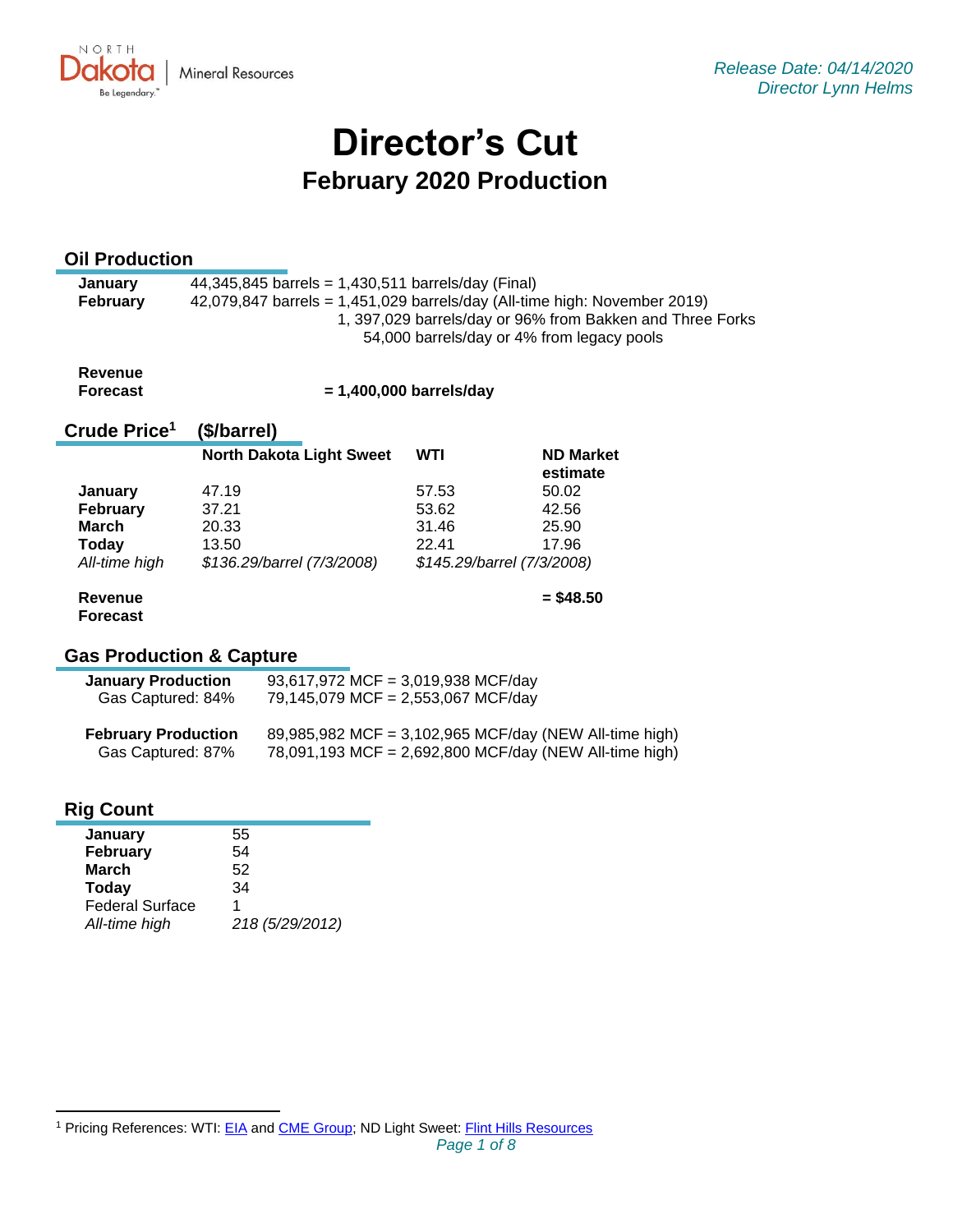North Dakota | Mineral Resources

*Release Date: 04/14/2020*
*Director Lynn Helms*

# Director's Cut

## February 2020 Production

### Oil Production

**January** 44,345,845 barrels = 1,430,511 barrels/day (Final)
**February** 42,079,847 barrels = 1,451,029 barrels/day (All-time high: November 2019)
1, 397,029 barrels/day or 96% from Bakken and Three Forks
54,000 barrels/day or 4% from legacy pools

**Revenue Forecast** **= 1,400,000 barrels/day**

### Crude Price[1] ($/barrel)

| | North Dakota Light Sweet | WTI | ND Market estimate |
|---|---|---|---|
| **January** | 47.19 | 57.53 | 50.02 |
| **February** | 37.21 | 53.62 | 42.56 |
| **March** | 20.33 | 31.46 | 25.90 |
| **Today** | 13.50 | 22.41 | 17.96 |
| *All-time high* | *$136.29/barrel (7/3/2008)* | *$145.29/barrel (7/3/2008)* | |
| **Revenue Forecast** | | | **= $48.50** |

### Gas Production & Capture

**January Production** 93,617,972 MCF = 3,019,938 MCF/day
Gas Captured: 84% 79,145,079 MCF = 2,553,067 MCF/day

**February Production** 89,985,982 MCF = 3,102,965 MCF/day (NEW All-time high)
Gas Captured: 87% 78,091,193 MCF = 2,692,800 MCF/day (NEW All-time high)

### Rig Count

| | |
|---|---|
| **January** | 55 |
| **February** | 54 |
| **March** | 52 |
| **Today** | 34 |
| Federal Surface | 1 |
| *All-time high* | *218 (5/29/2012)* |

[1] Pricing References: WTI: EIA and CME Group; ND Light Sweet: Flint Hills Resources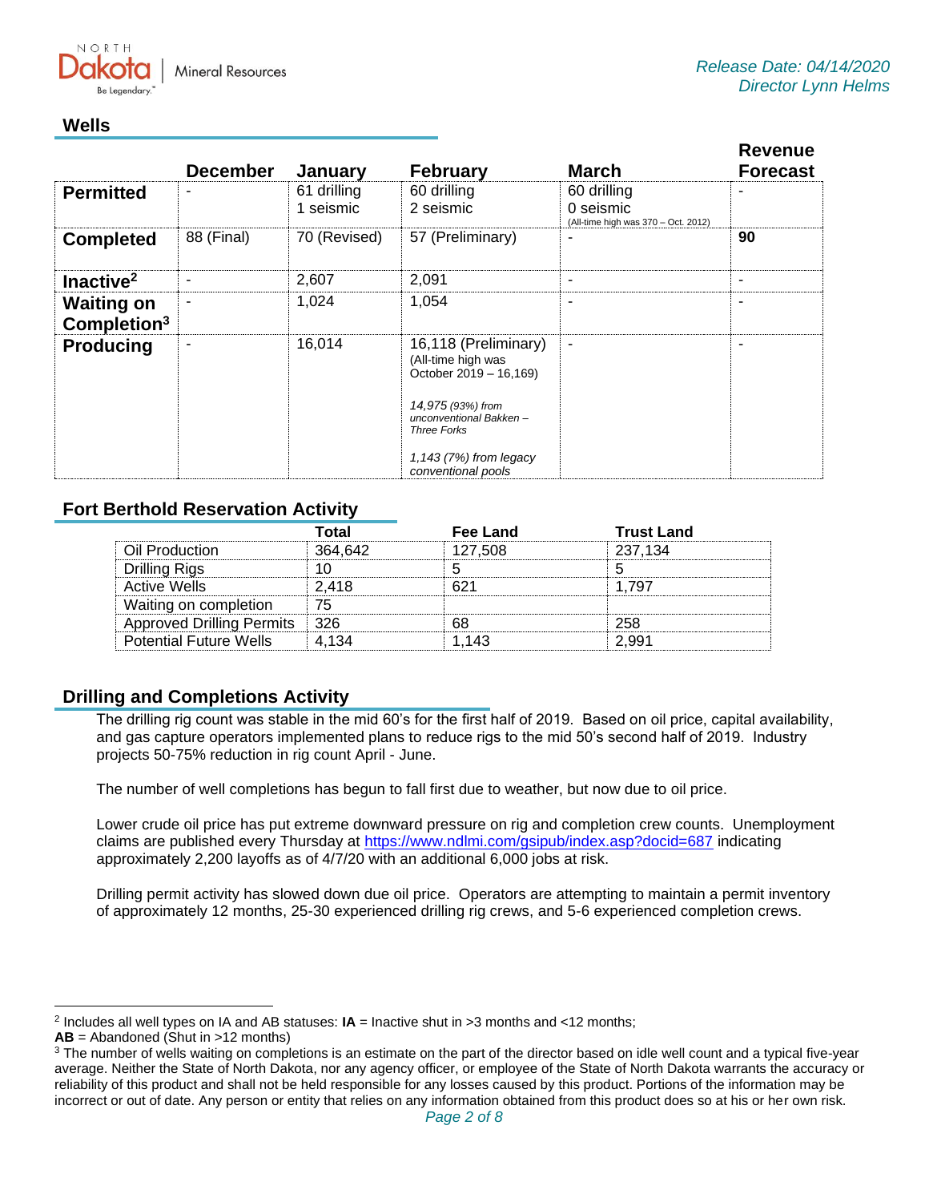Release Date: 04/14/2020
Director Lynn Helms

## Wells

| | December | January | February | March | Revenue Forecast |
|---|---|---|---|---|---|
| **Permitted** | - | 61 drilling 1 seismic | 60 drilling 2 seismic | 60 drilling 0 seismic (All-time high was 370 – Oct. 2012) | - |
| **Completed** | 88 (Final) | 70 (Revised) | 57 (Preliminary) | - | **90** |
| **Inactive[2]** | - | 2,607 | 2,091 | - | - |
| **Waiting on Completion[3]** | - | 1,024 | 1,054 | - | - |
| **Producing** | - | 16,014 | 16,118 (Preliminary) (All-time high was October 2019 – 16,169) *14,975 (93%) from unconventional Bakken – Three Forks* *1,143 (7%) from legacy conventional pools* | - | - |

## Fort Berthold Reservation Activity

| | Total | Fee Land | Trust Land |
|---|---|---|---|
| Oil Production | 364,642 | 127,508 | 237,134 |
| Drilling Rigs | 10 | 5 | 5 |
| Active Wells | 2,418 | 621 | 1,797 |
| Waiting on completion | 75 | | |
| Approved Drilling Permits | 326 | 68 | 258 |
| Potential Future Wells | 4,134 | 1,143 | 2,991 |

## Drilling and Completions Activity

The drilling rig count was stable in the mid 60's for the first half of 2019. Based on oil price, capital availability, and gas capture operators implemented plans to reduce rigs to the mid 50's second half of 2019. Industry projects 50-75% reduction in rig count April - June.

The number of well completions has begun to fall first due to weather, but now due to oil price.

Lower crude oil price has put extreme downward pressure on rig and completion crew counts. Unemployment claims are published every Thursday at https://www.ndlmi.com/gsipub/index.asp?docid=687 indicating approximately 2,200 layoffs as of 4/7/20 with an additional 6,000 jobs at risk.

Drilling permit activity has slowed down due oil price. Operators are attempting to maintain a permit inventory of approximately 12 months, 25-30 experienced drilling rig crews, and 5-6 experienced completion crews.

---

[2] Includes all well types on IA and AB statuses: **IA** = Inactive shut in >3 months and <12 months;
**AB** = Abandoned (Shut in >12 months)

[3] The number of wells waiting on completions is an estimate on the part of the director based on idle well count and a typical five-year average. Neither the State of North Dakota, nor any agency officer, or employee of the State of North Dakota warrants the accuracy or reliability of this product and shall not be held responsible for any losses caused by this product. Portions of the information may be incorrect or out of date. Any person or entity that relies on any information obtained from this product does so at his or her own risk.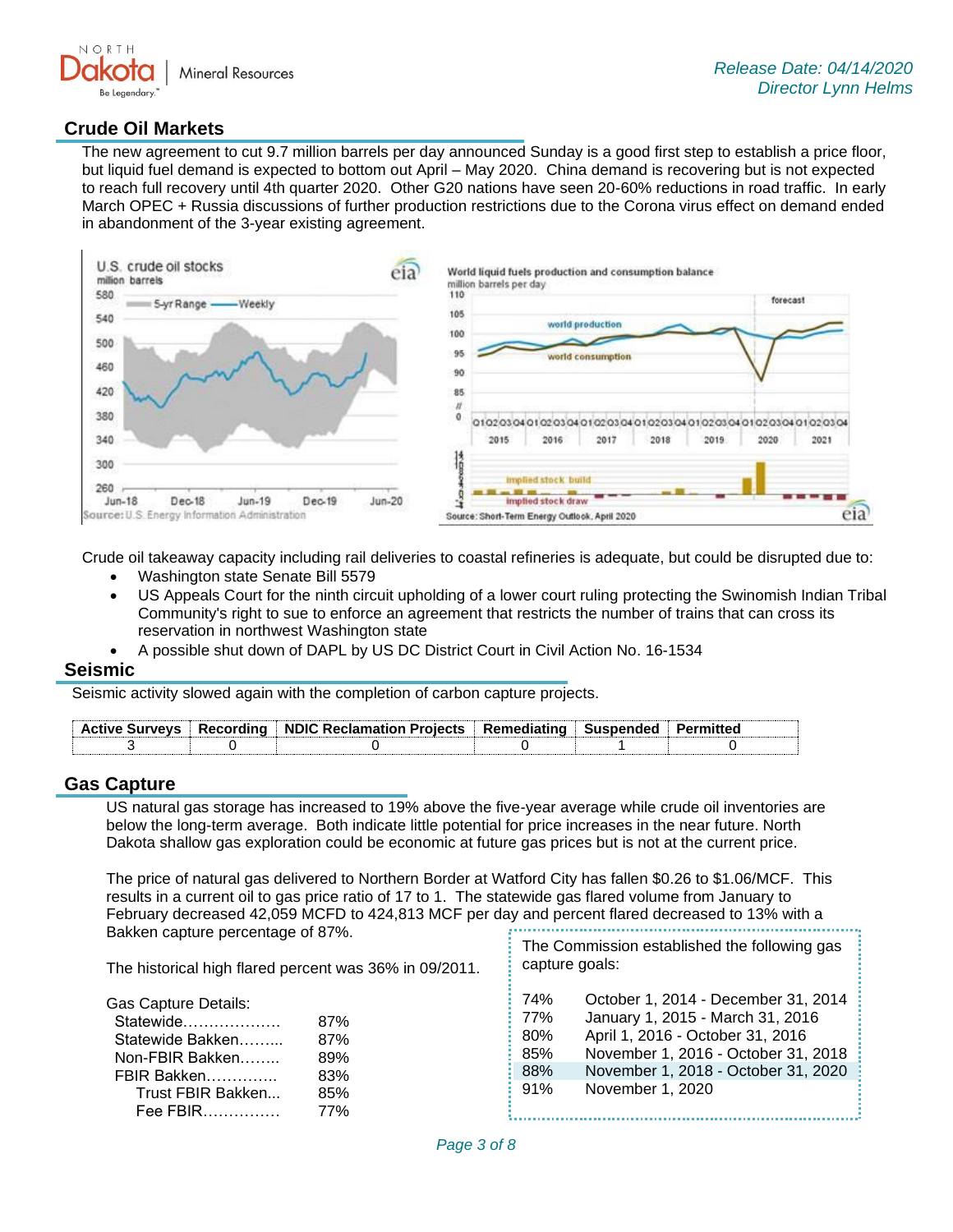## Crude Oil Markets

The new agreement to cut 9.7 million barrels per day announced Sunday is a good first step to establish a price floor, but liquid fuel demand is expected to bottom out April – May 2020. China demand is recovering but is not expected to reach full recovery until 4th quarter 2020. Other G20 nations have seen 20-60% reductions in road traffic. In early March OPEC + Russia discussions of further production restrictions due to the Corona virus effect on demand ended in abandonment of the 3-year existing agreement.

Crude oil takeaway capacity including rail deliveries to coastal refineries is adequate, but could be disrupted due to:

- Washington state Senate Bill 5579
- US Appeals Court for the ninth circuit upholding of a lower court ruling protecting the Swinomish Indian Tribal Community's right to sue to enforce an agreement that restricts the number of trains that can cross its reservation in northwest Washington state
- A possible shut down of DAPL by US DC District Court in Civil Action No. 16-1534

## Seismic

Seismic activity slowed again with the completion of carbon capture projects.

| Active Surveys | Recording | NDIC Reclamation Projects | Remediating | Suspended | Permitted |
|---|---|---|---|---|---|
| 3 | 0 | 0 | 0 | 1 | 0 |

## Gas Capture

US natural gas storage has increased to 19% above the five-year average while crude oil inventories are below the long-term average. Both indicate little potential for price increases in the near future. North Dakota shallow gas exploration could be economic at future gas prices but is not at the current price.

The price of natural gas delivered to Northern Border at Watford City has fallen $0.26 to $1.06/MCF. This results in a current oil to gas price ratio of 17 to 1. The statewide gas flared volume from January to February decreased 42,059 MCFD to 424,813 MCF per day and percent flared decreased to 13% with a Bakken capture percentage of 87%.

The historical high flared percent was 36% in 09/2011.

Gas Capture Details:

| | |
|---|---|
| Statewide | 87% |
| Statewide Bakken | 87% |
| Non-FBIR Bakken | 89% |
| FBIR Bakken | 83% |
| Trust FBIR Bakken | 85% |
| Fee FBIR | 77% |

The Commission established the following gas capture goals:

| | |
|---|---|
| 74% | October 1, 2014 - December 31, 2014 |
| 77% | January 1, 2015 - March 31, 2016 |
| 80% | April 1, 2016 - October 31, 2016 |
| 85% | November 1, 2016 - October 31, 2018 |
| 88% | November 1, 2018 - October 31, 2020 |
| 91% | November 1, 2020 |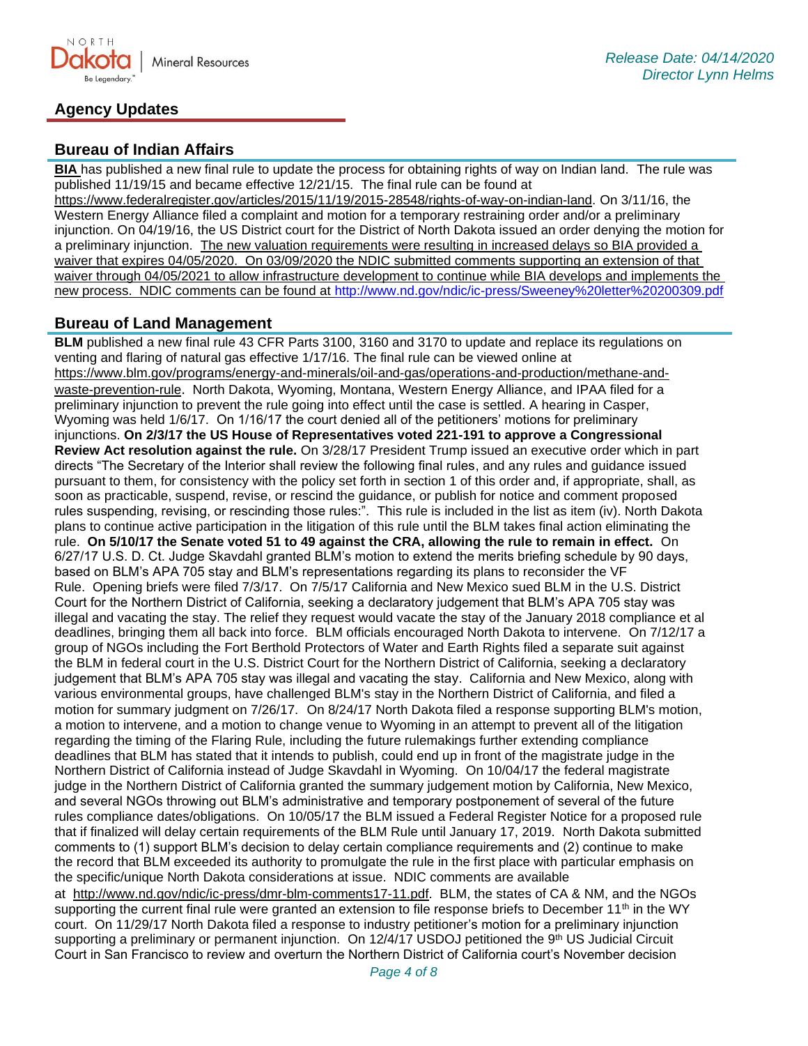## Agency Updates

### Bureau of Indian Affairs

**BIA** has published a new final rule to update the process for obtaining rights of way on Indian land. The rule was published 11/19/15 and became effective 12/21/15. The final rule can be found at https://www.federalregister.gov/articles/2015/11/19/2015-28548/rights-of-way-on-indian-land. On 3/11/16, the Western Energy Alliance filed a complaint and motion for a temporary restraining order and/or a preliminary injunction. On 04/19/16, the US District court for the District of North Dakota issued an order denying the motion for a preliminary injunction. The new valuation requirements were resulting in increased delays so BIA provided a waiver that expires 04/05/2020. On 03/09/2020 the NDIC submitted comments supporting an extension of that waiver through 04/05/2021 to allow infrastructure development to continue while BIA develops and implements the new process. NDIC comments can be found at http://www.nd.gov/ndic/ic-press/Sweeney%20letter%20200309.pdf

### Bureau of Land Management

**BLM** published a new final rule 43 CFR Parts 3100, 3160 and 3170 to update and replace its regulations on venting and flaring of natural gas effective 1/17/16. The final rule can be viewed online at https://www.blm.gov/programs/energy-and-minerals/oil-and-gas/operations-and-production/methane-and-waste-prevention-rule. North Dakota, Wyoming, Montana, Western Energy Alliance, and IPAA filed for a preliminary injunction to prevent the rule going into effect until the case is settled. A hearing in Casper, Wyoming was held 1/6/17. On 1/16/17 the court denied all of the petitioners' motions for preliminary injunctions. **On 2/3/17 the US House of Representatives voted 221-191 to approve a Congressional Review Act resolution against the rule.** On 3/28/17 President Trump issued an executive order which in part directs "The Secretary of the Interior shall review the following final rules, and any rules and guidance issued pursuant to them, for consistency with the policy set forth in section 1 of this order and, if appropriate, shall, as soon as practicable, suspend, revise, or rescind the guidance, or publish for notice and comment proposed rules suspending, revising, or rescinding those rules:". This rule is included in the list as item (iv). North Dakota plans to continue active participation in the litigation of this rule until the BLM takes final action eliminating the rule. **On 5/10/17 the Senate voted 51 to 49 against the CRA, allowing the rule to remain in effect.** On 6/27/17 U.S. D. Ct. Judge Skavdahl granted BLM's motion to extend the merits briefing schedule by 90 days, based on BLM's APA 705 stay and BLM's representations regarding its plans to reconsider the VF Rule. Opening briefs were filed 7/3/17. On 7/5/17 California and New Mexico sued BLM in the U.S. District Court for the Northern District of California, seeking a declaratory judgement that BLM's APA 705 stay was illegal and vacating the stay. The relief they request would vacate the stay of the January 2018 compliance et al deadlines, bringing them all back into force. BLM officials encouraged North Dakota to intervene. On 7/12/17 a group of NGOs including the Fort Berthold Protectors of Water and Earth Rights filed a separate suit against the BLM in federal court in the U.S. District Court for the Northern District of California, seeking a declaratory judgement that BLM's APA 705 stay was illegal and vacating the stay. California and New Mexico, along with various environmental groups, have challenged BLM's stay in the Northern District of California, and filed a motion for summary judgment on 7/26/17. On 8/24/17 North Dakota filed a response supporting BLM's motion, a motion to intervene, and a motion to change venue to Wyoming in an attempt to prevent all of the litigation regarding the timing of the Flaring Rule, including the future rulemakings further extending compliance deadlines that BLM has stated that it intends to publish, could end up in front of the magistrate judge in the Northern District of California instead of Judge Skavdahl in Wyoming. On 10/04/17 the federal magistrate judge in the Northern District of California granted the summary judgement motion by California, New Mexico, and several NGOs throwing out BLM's administrative and temporary postponement of several of the future rules compliance dates/obligations. On 10/05/17 the BLM issued a Federal Register Notice for a proposed rule that if finalized will delay certain requirements of the BLM Rule until January 17, 2019. North Dakota submitted comments to (1) support BLM's decision to delay certain compliance requirements and (2) continue to make the record that BLM exceeded its authority to promulgate the rule in the first place with particular emphasis on the specific/unique North Dakota considerations at issue. NDIC comments are available at http://www.nd.gov/ndic/ic-press/dmr-blm-comments17-11.pdf. BLM, the states of CA & NM, and the NGOs supporting the current final rule were granted an extension to file response briefs to December 11th in the WY court. On 11/29/17 North Dakota filed a response to industry petitioner's motion for a preliminary injunction supporting a preliminary or permanent injunction. On 12/4/17 USDOJ petitioned the 9th US Judicial Circuit Court in San Francisco to review and overturn the Northern District of California court's November decision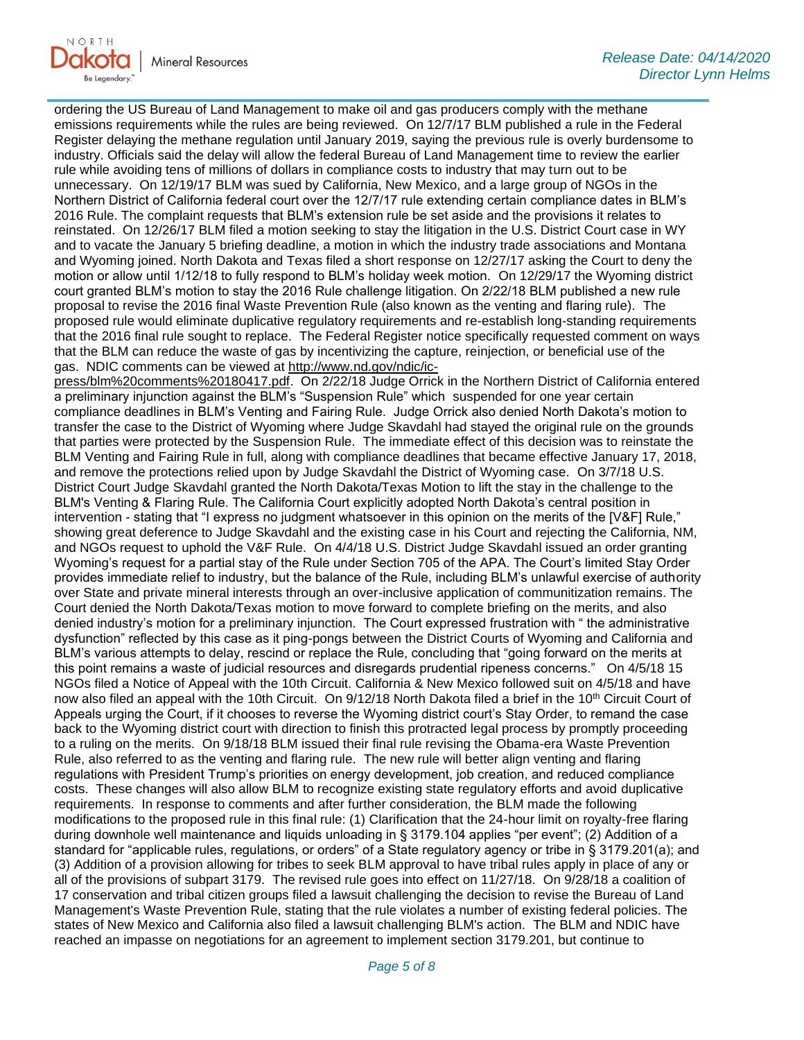ordering the US Bureau of Land Management to make oil and gas producers comply with the methane emissions requirements while the rules are being reviewed. On 12/7/17 BLM published a rule in the Federal Register delaying the methane regulation until January 2019, saying the previous rule is overly burdensome to industry. Officials said the delay will allow the federal Bureau of Land Management time to review the earlier rule while avoiding tens of millions of dollars in compliance costs to industry that may turn out to be unnecessary. On 12/19/17 BLM was sued by California, New Mexico, and a large group of NGOs in the Northern District of California federal court over the 12/7/17 rule extending certain compliance dates in BLM's 2016 Rule. The complaint requests that BLM's extension rule be set aside and the provisions it relates to reinstated. On 12/26/17 BLM filed a motion seeking to stay the litigation in the U.S. District Court case in WY and to vacate the January 5 briefing deadline, a motion in which the industry trade associations and Montana and Wyoming joined. North Dakota and Texas filed a short response on 12/27/17 asking the Court to deny the motion or allow until 1/12/18 to fully respond to BLM's holiday week motion. On 12/29/17 the Wyoming district court granted BLM's motion to stay the 2016 Rule challenge litigation. On 2/22/18 BLM published a new rule proposal to revise the 2016 final Waste Prevention Rule (also known as the venting and flaring rule). The proposed rule would eliminate duplicative regulatory requirements and re-establish long-standing requirements that the 2016 final rule sought to replace. The Federal Register notice specifically requested comment on ways that the BLM can reduce the waste of gas by incentivizing the capture, reinjection, or beneficial use of the gas. NDIC comments can be viewed at http://www.nd.gov/ndic/ic-press/blm%20comments%20180417.pdf. On 2/22/18 Judge Orrick in the Northern District of California entered a preliminary injunction against the BLM's "Suspension Rule" which suspended for one year certain compliance deadlines in BLM's Venting and Fairing Rule. Judge Orrick also denied North Dakota's motion to transfer the case to the District of Wyoming where Judge Skavdahl had stayed the original rule on the grounds that parties were protected by the Suspension Rule. The immediate effect of this decision was to reinstate the BLM Venting and Fairing Rule in full, along with compliance deadlines that became effective January 17, 2018, and remove the protections relied upon by Judge Skavdahl the District of Wyoming case. On 3/7/18 U.S. District Court Judge Skavdahl granted the North Dakota/Texas Motion to lift the stay in the challenge to the BLM's Venting & Flaring Rule. The California Court explicitly adopted North Dakota's central position in intervention - stating that "I express no judgment whatsoever in this opinion on the merits of the [V&F] Rule," showing great deference to Judge Skavdahl and the existing case in his Court and rejecting the California, NM, and NGOs request to uphold the V&F Rule. On 4/4/18 U.S. District Judge Skavdahl issued an order granting Wyoming's request for a partial stay of the Rule under Section 705 of the APA. The Court's limited Stay Order provides immediate relief to industry, but the balance of the Rule, including BLM's unlawful exercise of authority over State and private mineral interests through an over-inclusive application of communitization remains. The Court denied the North Dakota/Texas motion to move forward to complete briefing on the merits, and also denied industry's motion for a preliminary injunction. The Court expressed frustration with " the administrative dysfunction" reflected by this case as it ping-pongs between the District Courts of Wyoming and California and BLM's various attempts to delay, rescind or replace the Rule, concluding that "going forward on the merits at this point remains a waste of judicial resources and disregards prudential ripeness concerns." On 4/5/18 15 NGOs filed a Notice of Appeal with the 10th Circuit. California & New Mexico followed suit on 4/5/18 and have now also filed an appeal with the 10th Circuit. On 9/12/18 North Dakota filed a brief in the 10th Circuit Court of Appeals urging the Court, if it chooses to reverse the Wyoming district court's Stay Order, to remand the case back to the Wyoming district court with direction to finish this protracted legal process by promptly proceeding to a ruling on the merits. On 9/18/18 BLM issued their final rule revising the Obama-era Waste Prevention Rule, also referred to as the venting and flaring rule. The new rule will better align venting and flaring regulations with President Trump's priorities on energy development, job creation, and reduced compliance costs. These changes will also allow BLM to recognize existing state regulatory efforts and avoid duplicative requirements. In response to comments and after further consideration, the BLM made the following modifications to the proposed rule in this final rule: (1) Clarification that the 24-hour limit on royalty-free flaring during downhole well maintenance and liquids unloading in § 3179.104 applies "per event"; (2) Addition of a standard for "applicable rules, regulations, or orders" of a State regulatory agency or tribe in § 3179.201(a); and (3) Addition of a provision allowing for tribes to seek BLM approval to have tribal rules apply in place of any or all of the provisions of subpart 3179. The revised rule goes into effect on 11/27/18. On 9/28/18 a coalition of 17 conservation and tribal citizen groups filed a lawsuit challenging the decision to revise the Bureau of Land Management's Waste Prevention Rule, stating that the rule violates a number of existing federal policies. The states of New Mexico and California also filed a lawsuit challenging BLM's action. The BLM and NDIC have reached an impasse on negotiations for an agreement to implement section 3179.201, but continue to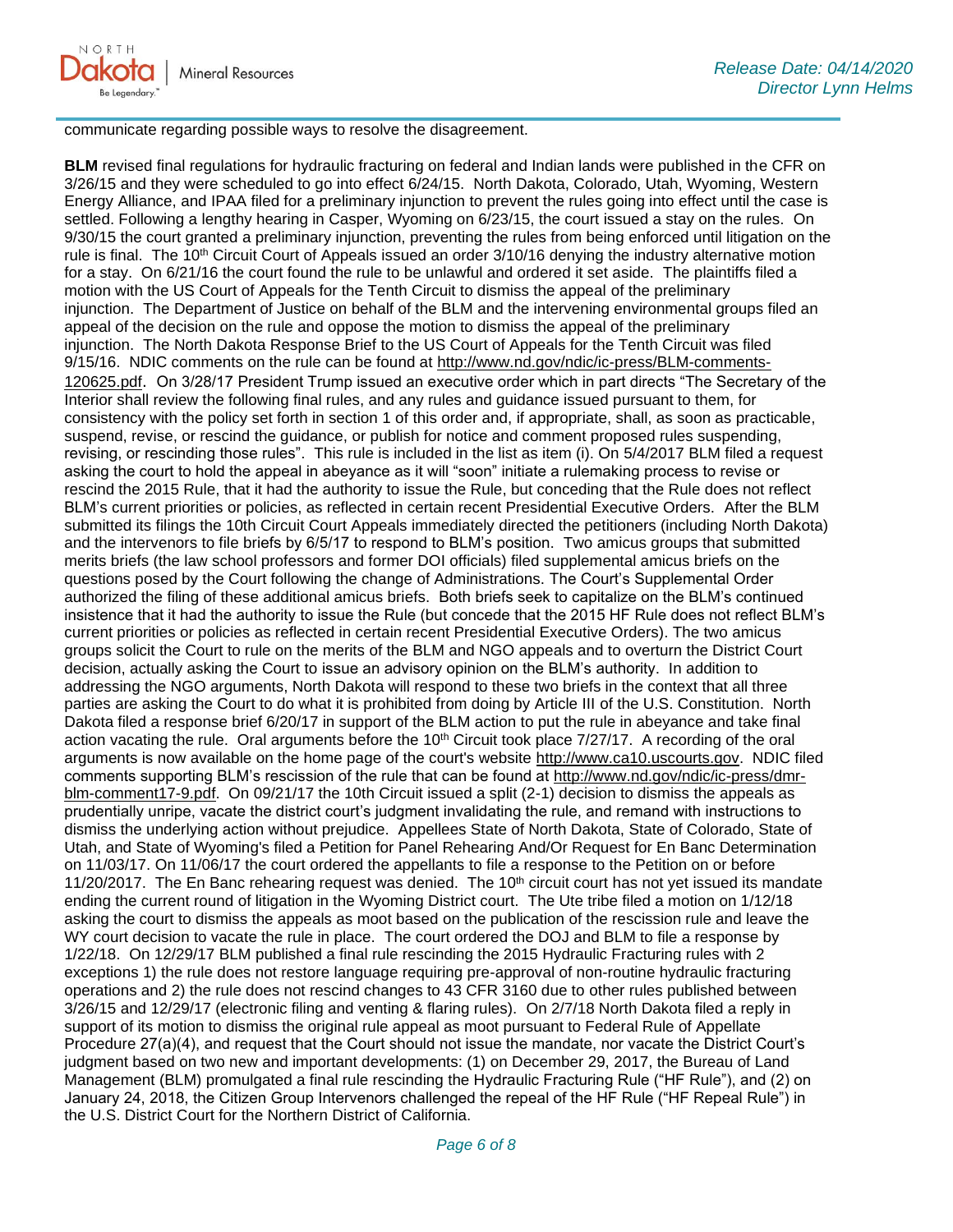communicate regarding possible ways to resolve the disagreement.

**BLM** revised final regulations for hydraulic fracturing on federal and Indian lands were published in the CFR on 3/26/15 and they were scheduled to go into effect 6/24/15. North Dakota, Colorado, Utah, Wyoming, Western Energy Alliance, and IPAA filed for a preliminary injunction to prevent the rules going into effect until the case is settled. Following a lengthy hearing in Casper, Wyoming on 6/23/15, the court issued a stay on the rules. On 9/30/15 the court granted a preliminary injunction, preventing the rules from being enforced until litigation on the rule is final. The 10th Circuit Court of Appeals issued an order 3/10/16 denying the industry alternative motion for a stay. On 6/21/16 the court found the rule to be unlawful and ordered it set aside. The plaintiffs filed a motion with the US Court of Appeals for the Tenth Circuit to dismiss the appeal of the preliminary injunction. The Department of Justice on behalf of the BLM and the intervening environmental groups filed an appeal of the decision on the rule and oppose the motion to dismiss the appeal of the preliminary injunction. The North Dakota Response Brief to the US Court of Appeals for the Tenth Circuit was filed 9/15/16. NDIC comments on the rule can be found at http://www.nd.gov/ndic/ic-press/BLM-comments-120625.pdf. On 3/28/17 President Trump issued an executive order which in part directs "The Secretary of the Interior shall review the following final rules, and any rules and guidance issued pursuant to them, for consistency with the policy set forth in section 1 of this order and, if appropriate, shall, as soon as practicable, suspend, revise, or rescind the guidance, or publish for notice and comment proposed rules suspending, revising, or rescinding those rules". This rule is included in the list as item (i). On 5/4/2017 BLM filed a request asking the court to hold the appeal in abeyance as it will "soon" initiate a rulemaking process to revise or rescind the 2015 Rule, that it had the authority to issue the Rule, but conceding that the Rule does not reflect BLM's current priorities or policies, as reflected in certain recent Presidential Executive Orders. After the BLM submitted its filings the 10th Circuit Court Appeals immediately directed the petitioners (including North Dakota) and the intervenors to file briefs by 6/5/17 to respond to BLM's position. Two amicus groups that submitted merits briefs (the law school professors and former DOI officials) filed supplemental amicus briefs on the questions posed by the Court following the change of Administrations. The Court's Supplemental Order authorized the filing of these additional amicus briefs. Both briefs seek to capitalize on the BLM's continued insistence that it had the authority to issue the Rule (but concede that the 2015 HF Rule does not reflect BLM's current priorities or policies as reflected in certain recent Presidential Executive Orders). The two amicus groups solicit the Court to rule on the merits of the BLM and NGO appeals and to overturn the District Court decision, actually asking the Court to issue an advisory opinion on the BLM's authority. In addition to addressing the NGO arguments, North Dakota will respond to these two briefs in the context that all three parties are asking the Court to do what it is prohibited from doing by Article III of the U.S. Constitution. North Dakota filed a response brief 6/20/17 in support of the BLM action to put the rule in abeyance and take final action vacating the rule. Oral arguments before the 10th Circuit took place 7/27/17. A recording of the oral arguments is now available on the home page of the court's website http://www.ca10.uscourts.gov. NDIC filed comments supporting BLM's rescission of the rule that can be found at http://www.nd.gov/ndic/ic-press/dmr-blm-comment17-9.pdf. On 09/21/17 the 10th Circuit issued a split (2-1) decision to dismiss the appeals as prudentially unripe, vacate the district court's judgment invalidating the rule, and remand with instructions to dismiss the underlying action without prejudice. Appellees State of North Dakota, State of Colorado, State of Utah, and State of Wyoming's filed a Petition for Panel Rehearing And/Or Request for En Banc Determination on 11/03/17. On 11/06/17 the court ordered the appellants to file a response to the Petition on or before 11/20/2017. The En Banc rehearing request was denied. The 10th circuit court has not yet issued its mandate ending the current round of litigation in the Wyoming District court. The Ute tribe filed a motion on 1/12/18 asking the court to dismiss the appeals as moot based on the publication of the rescission rule and leave the WY court decision to vacate the rule in place. The court ordered the DOJ and BLM to file a response by 1/22/18. On 12/29/17 BLM published a final rule rescinding the 2015 Hydraulic Fracturing rules with 2 exceptions 1) the rule does not restore language requiring pre-approval of non-routine hydraulic fracturing operations and 2) the rule does not rescind changes to 43 CFR 3160 due to other rules published between 3/26/15 and 12/29/17 (electronic filing and venting & flaring rules). On 2/7/18 North Dakota filed a reply in support of its motion to dismiss the original rule appeal as moot pursuant to Federal Rule of Appellate Procedure 27(a)(4), and request that the Court should not issue the mandate, nor vacate the District Court's judgment based on two new and important developments: (1) on December 29, 2017, the Bureau of Land Management (BLM) promulgated a final rule rescinding the Hydraulic Fracturing Rule ("HF Rule"), and (2) on January 24, 2018, the Citizen Group Intervenors challenged the repeal of the HF Rule ("HF Repeal Rule") in the U.S. District Court for the Northern District of California.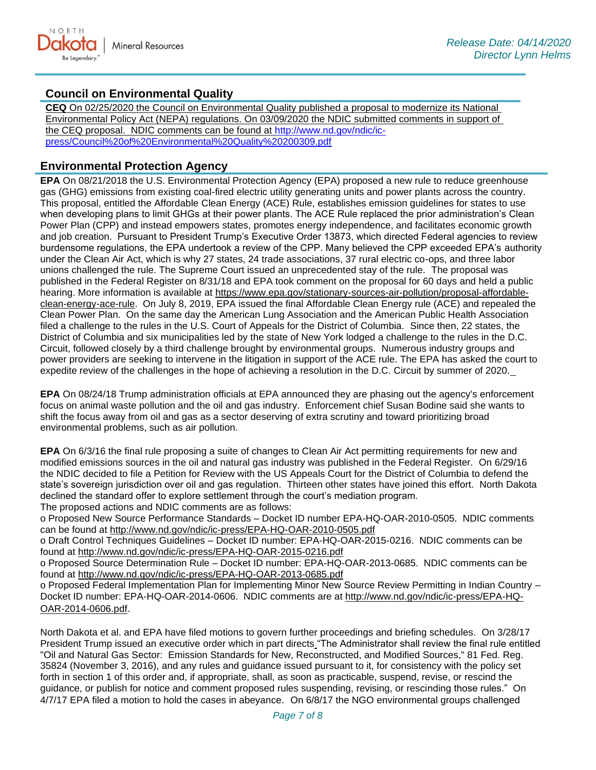## Council on Environmental Quality

**CEQ** On 02/25/2020 the Council on Environmental Quality published a proposal to modernize its National Environmental Policy Act (NEPA) regulations. On 03/09/2020 the NDIC submitted comments in support of the CEQ proposal. NDIC comments can be found at http://www.nd.gov/ndic/ic-press/Council%20of%20Environmental%20Quality%20200309.pdf

## Environmental Protection Agency

**EPA** On 08/21/2018 the U.S. Environmental Protection Agency (EPA) proposed a new rule to reduce greenhouse gas (GHG) emissions from existing coal-fired electric utility generating units and power plants across the country. This proposal, entitled the Affordable Clean Energy (ACE) Rule, establishes emission guidelines for states to use when developing plans to limit GHGs at their power plants. The ACE Rule replaced the prior administration's Clean Power Plan (CPP) and instead empowers states, promotes energy independence, and facilitates economic growth and job creation. Pursuant to President Trump's Executive Order 13873, which directed Federal agencies to review burdensome regulations, the EPA undertook a review of the CPP. Many believed the CPP exceeded EPA's authority under the Clean Air Act, which is why 27 states, 24 trade associations, 37 rural electric co-ops, and three labor unions challenged the rule. The Supreme Court issued an unprecedented stay of the rule. The proposal was published in the Federal Register on 8/31/18 and EPA took comment on the proposal for 60 days and held a public hearing. More information is available at https://www.epa.gov/stationary-sources-air-pollution/proposal-affordable-clean-energy-ace-rule. On July 8, 2019, EPA issued the final Affordable Clean Energy rule (ACE) and repealed the Clean Power Plan. On the same day the American Lung Association and the American Public Health Association filed a challenge to the rules in the U.S. Court of Appeals for the District of Columbia. Since then, 22 states, the District of Columbia and six municipalities led by the state of New York lodged a challenge to the rules in the D.C. Circuit, followed closely by a third challenge brought by environmental groups. Numerous industry groups and power providers are seeking to intervene in the litigation in support of the ACE rule. The EPA has asked the court to expedite review of the challenges in the hope of achieving a resolution in the D.C. Circuit by summer of 2020.

**EPA** On 08/24/18 Trump administration officials at EPA announced they are phasing out the agency's enforcement focus on animal waste pollution and the oil and gas industry. Enforcement chief Susan Bodine said she wants to shift the focus away from oil and gas as a sector deserving of extra scrutiny and toward prioritizing broad environmental problems, such as air pollution.

**EPA** On 6/3/16 the final rule proposing a suite of changes to Clean Air Act permitting requirements for new and modified emissions sources in the oil and natural gas industry was published in the Federal Register. On 6/29/16 the NDIC decided to file a Petition for Review with the US Appeals Court for the District of Columbia to defend the state's sovereign jurisdiction over oil and gas regulation. Thirteen other states have joined this effort. North Dakota declined the standard offer to explore settlement through the court's mediation program.
The proposed actions and NDIC comments are as follows:

- Proposed New Source Performance Standards – Docket ID number EPA-HQ-OAR-2010-0505. NDIC comments can be found at http://www.nd.gov/ndic/ic-press/EPA-HQ-OAR-2010-0505.pdf
- Draft Control Techniques Guidelines – Docket ID number: EPA-HQ-OAR-2015-0216. NDIC comments can be found at http://www.nd.gov/ndic/ic-press/EPA-HQ-OAR-2015-0216.pdf
- Proposed Source Determination Rule – Docket ID number: EPA-HQ-OAR-2013-0685. NDIC comments can be found at http://www.nd.gov/ndic/ic-press/EPA-HQ-OAR-2013-0685.pdf
- Proposed Federal Implementation Plan for Implementing Minor New Source Review Permitting in Indian Country – Docket ID number: EPA-HQ-OAR-2014-0606. NDIC comments are at http://www.nd.gov/ndic/ic-press/EPA-HQ-OAR-2014-0606.pdf.

North Dakota et al. and EPA have filed motions to govern further proceedings and briefing schedules. On 3/28/17 President Trump issued an executive order which in part directs "The Administrator shall review the final rule entitled "Oil and Natural Gas Sector: Emission Standards for New, Reconstructed, and Modified Sources," 81 Fed. Reg. 35824 (November 3, 2016), and any rules and guidance issued pursuant to it, for consistency with the policy set forth in section 1 of this order and, if appropriate, shall, as soon as practicable, suspend, revise, or rescind the guidance, or publish for notice and comment proposed rules suspending, revising, or rescinding those rules." On 4/7/17 EPA filed a motion to hold the cases in abeyance. On 6/8/17 the NGO environmental groups challenged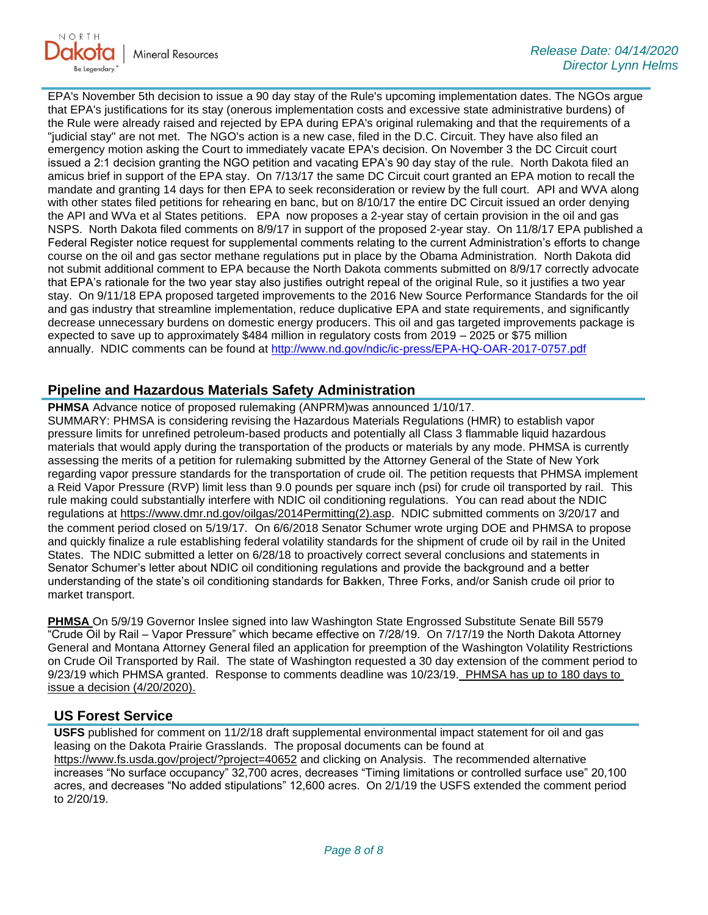EPA's November 5th decision to issue a 90 day stay of the Rule's upcoming implementation dates. The NGOs argue that EPA's justifications for its stay (onerous implementation costs and excessive state administrative burdens) of the Rule were already raised and rejected by EPA during EPA's original rulemaking and that the requirements of a "judicial stay" are not met. The NGO's action is a new case, filed in the D.C. Circuit. They have also filed an emergency motion asking the Court to immediately vacate EPA's decision. On November 3 the DC Circuit court issued a 2:1 decision granting the NGO petition and vacating EPA's 90 day stay of the rule. North Dakota filed an amicus brief in support of the EPA stay. On 7/13/17 the same DC Circuit court granted an EPA motion to recall the mandate and granting 14 days for then EPA to seek reconsideration or review by the full court. API and WVA along with other states filed petitions for rehearing en banc, but on 8/10/17 the entire DC Circuit issued an order denying the API and WVa et al States petitions. EPA now proposes a 2-year stay of certain provision in the oil and gas NSPS. North Dakota filed comments on 8/9/17 in support of the proposed 2-year stay. On 11/8/17 EPA published a Federal Register notice request for supplemental comments relating to the current Administration's efforts to change course on the oil and gas sector methane regulations put in place by the Obama Administration. North Dakota did not submit additional comment to EPA because the North Dakota comments submitted on 8/9/17 correctly advocate that EPA's rationale for the two year stay also justifies outright repeal of the original Rule, so it justifies a two year stay. On 9/11/18 EPA proposed targeted improvements to the 2016 New Source Performance Standards for the oil and gas industry that streamline implementation, reduce duplicative EPA and state requirements, and significantly decrease unnecessary burdens on domestic energy producers. This oil and gas targeted improvements package is expected to save up to approximately $484 million in regulatory costs from 2019 – 2025 or $75 million annually. NDIC comments can be found at http://www.nd.gov/ndic/ic-press/EPA-HQ-OAR-2017-0757.pdf

## Pipeline and Hazardous Materials Safety Administration

**PHMSA** Advance notice of proposed rulemaking (ANPRM)was announced 1/10/17.
SUMMARY: PHMSA is considering revising the Hazardous Materials Regulations (HMR) to establish vapor pressure limits for unrefined petroleum-based products and potentially all Class 3 flammable liquid hazardous materials that would apply during the transportation of the products or materials by any mode. PHMSA is currently assessing the merits of a petition for rulemaking submitted by the Attorney General of the State of New York regarding vapor pressure standards for the transportation of crude oil. The petition requests that PHMSA implement a Reid Vapor Pressure (RVP) limit less than 9.0 pounds per square inch (psi) for crude oil transported by rail. This rule making could substantially interfere with NDIC oil conditioning regulations. You can read about the NDIC regulations at https://www.dmr.nd.gov/oilgas/2014Permitting(2).asp. NDIC submitted comments on 3/20/17 and the comment period closed on 5/19/17. On 6/6/2018 Senator Schumer wrote urging DOE and PHMSA to propose and quickly finalize a rule establishing federal volatility standards for the shipment of crude oil by rail in the United States. The NDIC submitted a letter on 6/28/18 to proactively correct several conclusions and statements in Senator Schumer's letter about NDIC oil conditioning regulations and provide the background and a better understanding of the state's oil conditioning standards for Bakken, Three Forks, and/or Sanish crude oil prior to market transport.

**PHMSA** On 5/9/19 Governor Inslee signed into law Washington State Engrossed Substitute Senate Bill 5579 "Crude Oil by Rail – Vapor Pressure" which became effective on 7/28/19. On 7/17/19 the North Dakota Attorney General and Montana Attorney General filed an application for preemption of the Washington Volatility Restrictions on Crude Oil Transported by Rail. The state of Washington requested a 30 day extension of the comment period to 9/23/19 which PHMSA granted. Response to comments deadline was 10/23/19. PHMSA has up to 180 days to issue a decision (4/20/2020).

## US Forest Service

**USFS** published for comment on 11/2/18 draft supplemental environmental impact statement for oil and gas leasing on the Dakota Prairie Grasslands. The proposal documents can be found at https://www.fs.usda.gov/project/?project=40652 and clicking on Analysis. The recommended alternative increases "No surface occupancy" 32,700 acres, decreases "Timing limitations or controlled surface use" 20,100 acres, and decreases "No added stipulations" 12,600 acres. On 2/1/19 the USFS extended the comment period to 2/20/19.